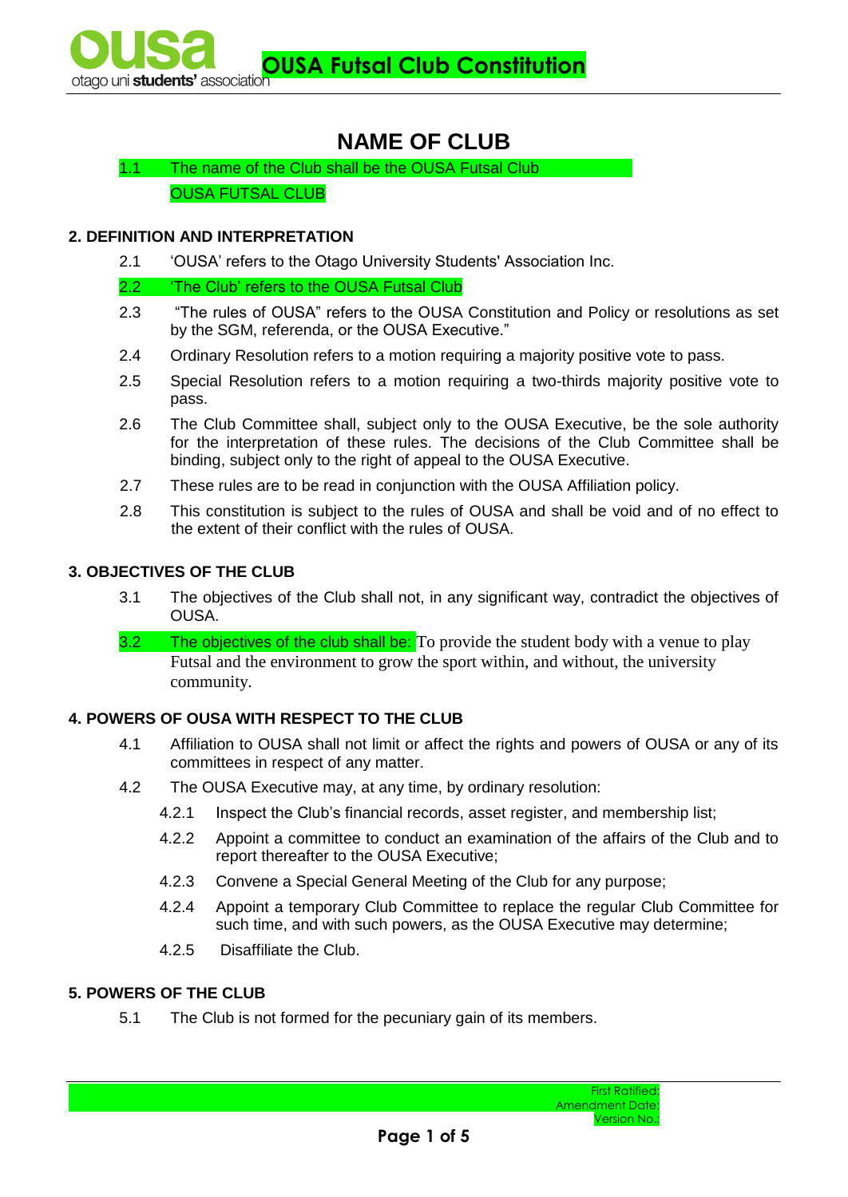# NAME OF CLUB

1.1 The name of the Club shall be the OUSA Futsal Club

OUSA FUTSAL CLUB

## 2. DEFINITION AND INTERPRETATION

2.1 'OUSA' refers to the Otago University Students' Association Inc.

2.2 'The Club' refers to the OUSA Futsal Club

2.3 "The rules of OUSA" refers to the OUSA Constitution and Policy or resolutions as set by the SGM, referenda, or the OUSA Executive."

2.4 Ordinary Resolution refers to a motion requiring a majority positive vote to pass.

2.5 Special Resolution refers to a motion requiring a two-thirds majority positive vote to pass.

2.6 The Club Committee shall, subject only to the OUSA Executive, be the sole authority for the interpretation of these rules. The decisions of the Club Committee shall be binding, subject only to the right of appeal to the OUSA Executive.

2.7 These rules are to be read in conjunction with the OUSA Affiliation policy.

2.8 This constitution is subject to the rules of OUSA and shall be void and of no effect to the extent of their conflict with the rules of OUSA.

## 3. OBJECTIVES OF THE CLUB

3.1 The objectives of the Club shall not, in any significant way, contradict the objectives of OUSA.

3.2 The objectives of the club shall be: To provide the student body with a venue to play Futsal and the environment to grow the sport within, and without, the university community.

## 4. POWERS OF OUSA WITH RESPECT TO THE CLUB

4.1 Affiliation to OUSA shall not limit or affect the rights and powers of OUSA or any of its committees in respect of any matter.

4.2 The OUSA Executive may, at any time, by ordinary resolution:

4.2.1 Inspect the Club's financial records, asset register, and membership list;

4.2.2 Appoint a committee to conduct an examination of the affairs of the Club and to report thereafter to the OUSA Executive;

4.2.3 Convene a Special General Meeting of the Club for any purpose;

4.2.4 Appoint a temporary Club Committee to replace the regular Club Committee for such time, and with such powers, as the OUSA Executive may determine;

4.2.5 Disaffiliate the Club.

## 5. POWERS OF THE CLUB

5.1 The Club is not formed for the pecuniary gain of its members.

First Ratified:
Amendment Date:
Version No.: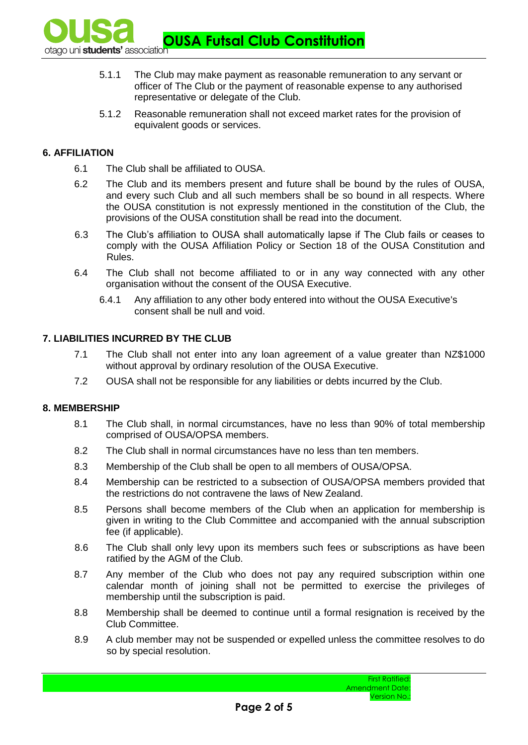5.1.1 The Club may make payment as reasonable remuneration to any servant or officer of The Club or the payment of reasonable expense to any authorised representative or delegate of the Club.

5.1.2 Reasonable remuneration shall not exceed market rates for the provision of equivalent goods or services.

## 6. AFFILIATION

6.1 The Club shall be affiliated to OUSA.

6.2 The Club and its members present and future shall be bound by the rules of OUSA, and every such Club and all such members shall be so bound in all respects. Where the OUSA constitution is not expressly mentioned in the constitution of the Club, the provisions of the OUSA constitution shall be read into the document.

6.3 The Club's affiliation to OUSA shall automatically lapse if The Club fails or ceases to comply with the OUSA Affiliation Policy or Section 18 of the OUSA Constitution and Rules.

6.4 The Club shall not become affiliated to or in any way connected with any other organisation without the consent of the OUSA Executive.

6.4.1 Any affiliation to any other body entered into without the OUSA Executive's consent shall be null and void.

## 7. LIABILITIES INCURRED BY THE CLUB

7.1 The Club shall not enter into any loan agreement of a value greater than NZ$1000 without approval by ordinary resolution of the OUSA Executive.

7.2 OUSA shall not be responsible for any liabilities or debts incurred by the Club.

## 8. MEMBERSHIP

8.1 The Club shall, in normal circumstances, have no less than 90% of total membership comprised of OUSA/OPSA members.

8.2 The Club shall in normal circumstances have no less than ten members.

8.3 Membership of the Club shall be open to all members of OUSA/OPSA.

8.4 Membership can be restricted to a subsection of OUSA/OPSA members provided that the restrictions do not contravene the laws of New Zealand.

8.5 Persons shall become members of the Club when an application for membership is given in writing to the Club Committee and accompanied with the annual subscription fee (if applicable).

8.6 The Club shall only levy upon its members such fees or subscriptions as have been ratified by the AGM of the Club.

8.7 Any member of the Club who does not pay any required subscription within one calendar month of joining shall not be permitted to exercise the privileges of membership until the subscription is paid.

8.8 Membership shall be deemed to continue until a formal resignation is received by the Club Committee.

8.9 A club member may not be suspended or expelled unless the committee resolves to do so by special resolution.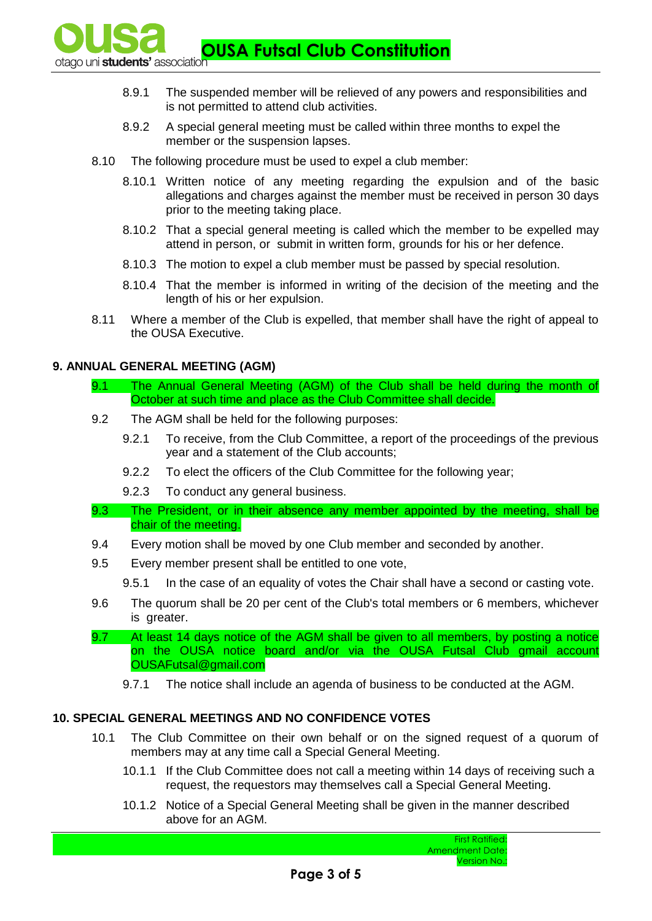8.9.1 The suspended member will be relieved of any powers and responsibilities and is not permitted to attend club activities.

8.9.2 A special general meeting must be called within three months to expel the member or the suspension lapses.

8.10 The following procedure must be used to expel a club member:

8.10.1 Written notice of any meeting regarding the expulsion and of the basic allegations and charges against the member must be received in person 30 days prior to the meeting taking place.

8.10.2 That a special general meeting is called which the member to be expelled may attend in person, or submit in written form, grounds for his or her defence.

8.10.3 The motion to expel a club member must be passed by special resolution.

8.10.4 That the member is informed in writing of the decision of the meeting and the length of his or her expulsion.

8.11 Where a member of the Club is expelled, that member shall have the right of appeal to the OUSA Executive.

## 9. ANNUAL GENERAL MEETING (AGM)

9.1 The Annual General Meeting (AGM) of the Club shall be held during the month of October at such time and place as the Club Committee shall decide.

9.2 The AGM shall be held for the following purposes:

9.2.1 To receive, from the Club Committee, a report of the proceedings of the previous year and a statement of the Club accounts;

9.2.2 To elect the officers of the Club Committee for the following year;

9.2.3 To conduct any general business.

9.3 The President, or in their absence any member appointed by the meeting, shall be chair of the meeting.

9.4 Every motion shall be moved by one Club member and seconded by another.

9.5 Every member present shall be entitled to one vote,

9.5.1 In the case of an equality of votes the Chair shall have a second or casting vote.

9.6 The quorum shall be 20 per cent of the Club's total members or 6 members, whichever is greater.

9.7 At least 14 days notice of the AGM shall be given to all members, by posting a notice on the OUSA notice board and/or via the OUSA Futsal Club gmail account OUSAFutsal@gmail.com

9.7.1 The notice shall include an agenda of business to be conducted at the AGM.

## 10. SPECIAL GENERAL MEETINGS AND NO CONFIDENCE VOTES

10.1 The Club Committee on their own behalf or on the signed request of a quorum of members may at any time call a Special General Meeting.

10.1.1 If the Club Committee does not call a meeting within 14 days of receiving such a request, the requestors may themselves call a Special General Meeting.

10.1.2 Notice of a Special General Meeting shall be given in the manner described above for an AGM.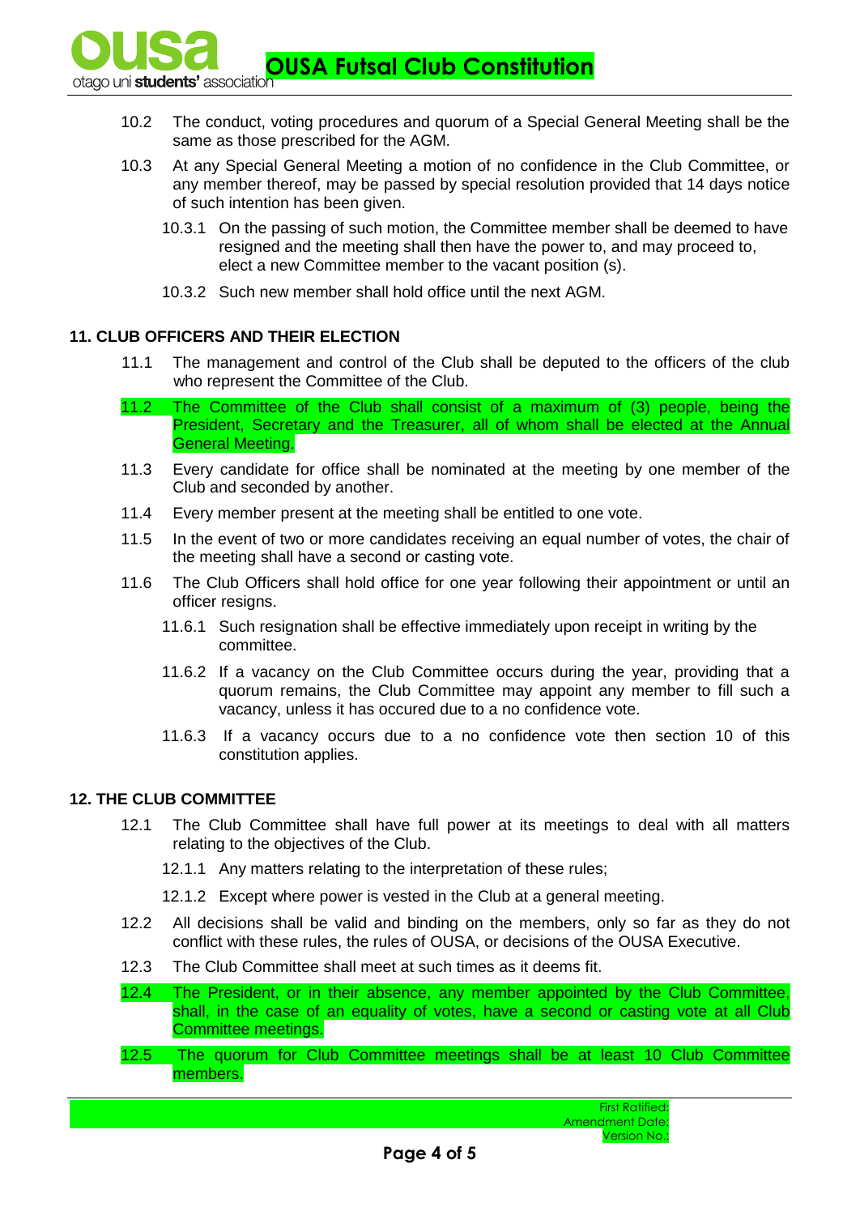10.2 The conduct, voting procedures and quorum of a Special General Meeting shall be the same as those prescribed for the AGM.

10.3 At any Special General Meeting a motion of no confidence in the Club Committee, or any member thereof, may be passed by special resolution provided that 14 days notice of such intention has been given.

10.3.1 On the passing of such motion, the Committee member shall be deemed to have resigned and the meeting shall then have the power to, and may proceed to, elect a new Committee member to the vacant position (s).

10.3.2 Such new member shall hold office until the next AGM.

## 11. CLUB OFFICERS AND THEIR ELECTION

11.1 The management and control of the Club shall be deputed to the officers of the club who represent the Committee of the Club.

11.2 The Committee of the Club shall consist of a maximum of (3) people, being the President, Secretary and the Treasurer, all of whom shall be elected at the Annual General Meeting.

11.3 Every candidate for office shall be nominated at the meeting by one member of the Club and seconded by another.

11.4 Every member present at the meeting shall be entitled to one vote.

11.5 In the event of two or more candidates receiving an equal number of votes, the chair of the meeting shall have a second or casting vote.

11.6 The Club Officers shall hold office for one year following their appointment or until an officer resigns.

11.6.1 Such resignation shall be effective immediately upon receipt in writing by the committee.

11.6.2 If a vacancy on the Club Committee occurs during the year, providing that a quorum remains, the Club Committee may appoint any member to fill such a vacancy, unless it has occured due to a no confidence vote.

11.6.3 If a vacancy occurs due to a no confidence vote then section 10 of this constitution applies.

## 12. THE CLUB COMMITTEE

12.1 The Club Committee shall have full power at its meetings to deal with all matters relating to the objectives of the Club.

12.1.1 Any matters relating to the interpretation of these rules;

12.1.2 Except where power is vested in the Club at a general meeting.

12.2 All decisions shall be valid and binding on the members, only so far as they do not conflict with these rules, the rules of OUSA, or decisions of the OUSA Executive.

12.3 The Club Committee shall meet at such times as it deems fit.

12.4 The President, or in their absence, any member appointed by the Club Committee, shall, in the case of an equality of votes, have a second or casting vote at all Club Committee meetings.

12.5 The quorum for Club Committee meetings shall be at least 10 Club Committee members.

First Ratified:
Amendment Date:
Version No.: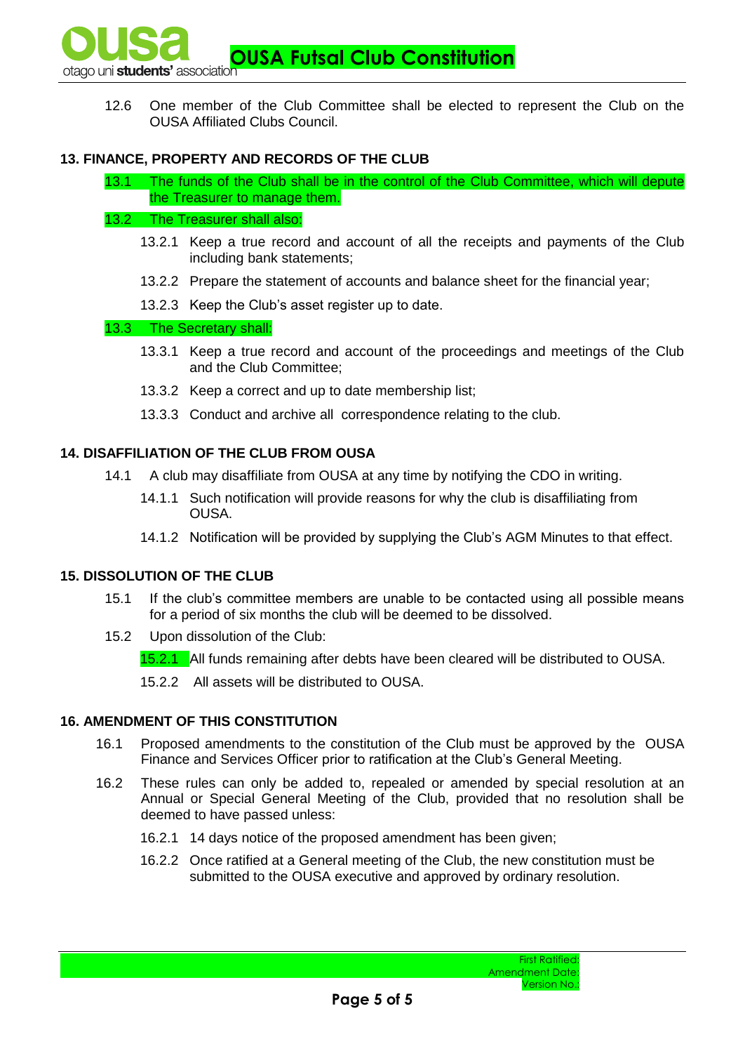12.6 One member of the Club Committee shall be elected to represent the Club on the OUSA Affiliated Clubs Council.

## 13. FINANCE, PROPERTY AND RECORDS OF THE CLUB

13.1 The funds of the Club shall be in the control of the Club Committee, which will depute the Treasurer to manage them.

13.2 The Treasurer shall also:

- 13.2.1 Keep a true record and account of all the receipts and payments of the Club including bank statements;
- 13.2.2 Prepare the statement of accounts and balance sheet for the financial year;
- 13.2.3 Keep the Club's asset register up to date.

13.3 The Secretary shall:

- 13.3.1 Keep a true record and account of the proceedings and meetings of the Club and the Club Committee;
- 13.3.2 Keep a correct and up to date membership list;
- 13.3.3 Conduct and archive all correspondence relating to the club.

## 14. DISAFFILIATION OF THE CLUB FROM OUSA

14.1 A club may disaffiliate from OUSA at any time by notifying the CDO in writing.

- 14.1.1 Such notification will provide reasons for why the club is disaffiliating from OUSA.
- 14.1.2 Notification will be provided by supplying the Club's AGM Minutes to that effect.

## 15. DISSOLUTION OF THE CLUB

15.1 If the club's committee members are unable to be contacted using all possible means for a period of six months the club will be deemed to be dissolved.

15.2 Upon dissolution of the Club:

- 15.2.1 All funds remaining after debts have been cleared will be distributed to OUSA.
- 15.2.2 All assets will be distributed to OUSA.

## 16. AMENDMENT OF THIS CONSTITUTION

16.1 Proposed amendments to the constitution of the Club must be approved by the OUSA Finance and Services Officer prior to ratification at the Club's General Meeting.

16.2 These rules can only be added to, repealed or amended by special resolution at an Annual or Special General Meeting of the Club, provided that no resolution shall be deemed to have passed unless:

- 16.2.1 14 days notice of the proposed amendment has been given;
- 16.2.2 Once ratified at a General meeting of the Club, the new constitution must be submitted to the OUSA executive and approved by ordinary resolution.

First Ratified:
Amendment Date:
Version No.: